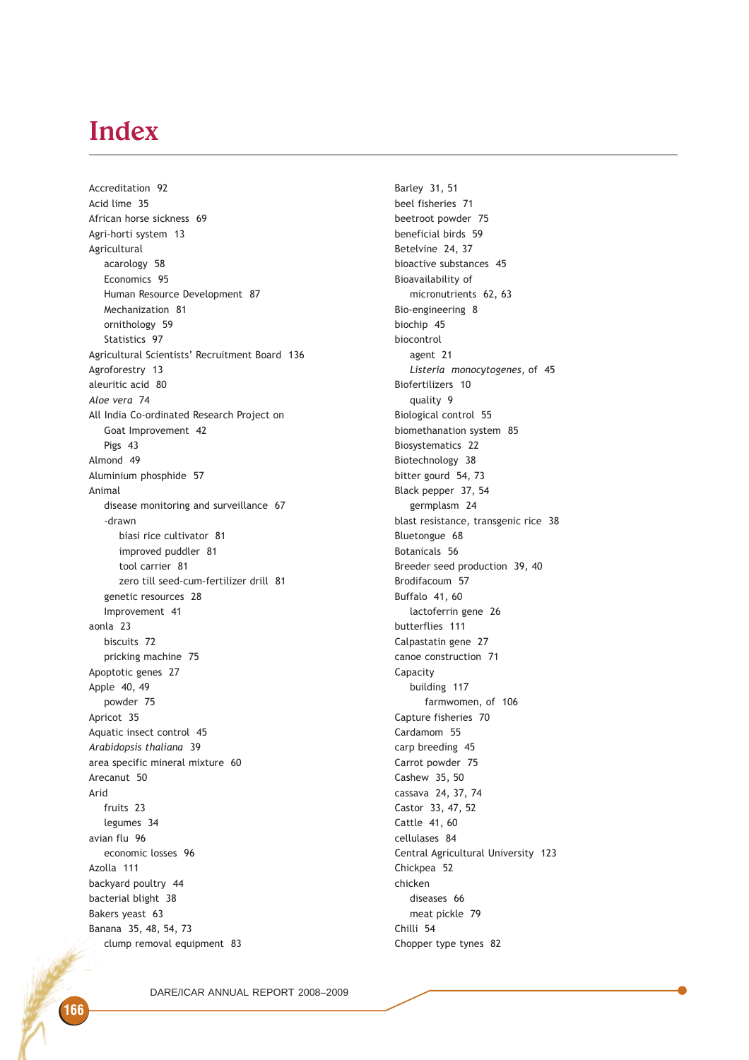# Index

Accreditation 92
Acid lime 35
African horse sickness 69
Agri-horti system 13
Agricultural
- acarology 58
- Economics 95
- Human Resource Development 87
- Mechanization 81
- ornithology 59
- Statistics 97

Agricultural Scientists' Recruitment Board 136
Agroforestry 13
aleuritic acid 80
*Aloe vera* 74
All India Co-ordinated Research Project on
- Goat Improvement 42
- Pigs 43

Almond 49
Aluminium phosphide 57
Animal
- disease monitoring and surveillance 67
- -drawn
  - biasi rice cultivator 81
  - improved puddler 81
  - tool carrier 81
  - zero till seed-cum-fertilizer drill 81
- genetic resources 28
- Improvement 41

aonla 23
- biscuits 72
- pricking machine 75

Apoptotic genes 27
Apple 40, 49
- powder 75

Apricot 35
Aquatic insect control 45
*Arabidopsis thaliana* 39
area specific mineral mixture 60
Arecanut 50
Arid
- fruits 23
- legumes 34

avian flu 96
- economic losses 96

Azolla 111
backyard poultry 44
bacterial blight 38
Bakers yeast 63
Banana 35, 48, 54, 73
- clump removal equipment 83

Barley 31, 51
beel fisheries 71
beetroot powder 75
beneficial birds 59
Betelvine 24, 37
bioactive substances 45
Bioavailability of
- micronutrients 62, 63

Bio-engineering 8
biochip 45
biocontrol
- agent 21
- *Listeria monocytogenes*, of 45

Biofertilizers 10
- quality 9

Biological control 55
biomethanation system 85
Biosystematics 22
Biotechnology 38
bitter gourd 54, 73
Black pepper 37, 54
- germplasm 24

blast resistance, transgenic rice 38
Bluetongue 68
Botanicals 56
Breeder seed production 39, 40
Brodifacoum 57
Buffalo 41, 60
- lactoferrin gene 26

butterflies 111
Calpastatin gene 27
canoe construction 71
Capacity
- building 117
  - farmwomen, of 106

Capture fisheries 70
Cardamom 55
carp breeding 45
Carrot powder 75
Cashew 35, 50
cassava 24, 37, 74
Castor 33, 47, 52
Cattle 41, 60
cellulases 84
Central Agricultural University 123
Chickpea 52
chicken
- diseases 66
- meat pickle 79

Chilli 54
Chopper type tynes 82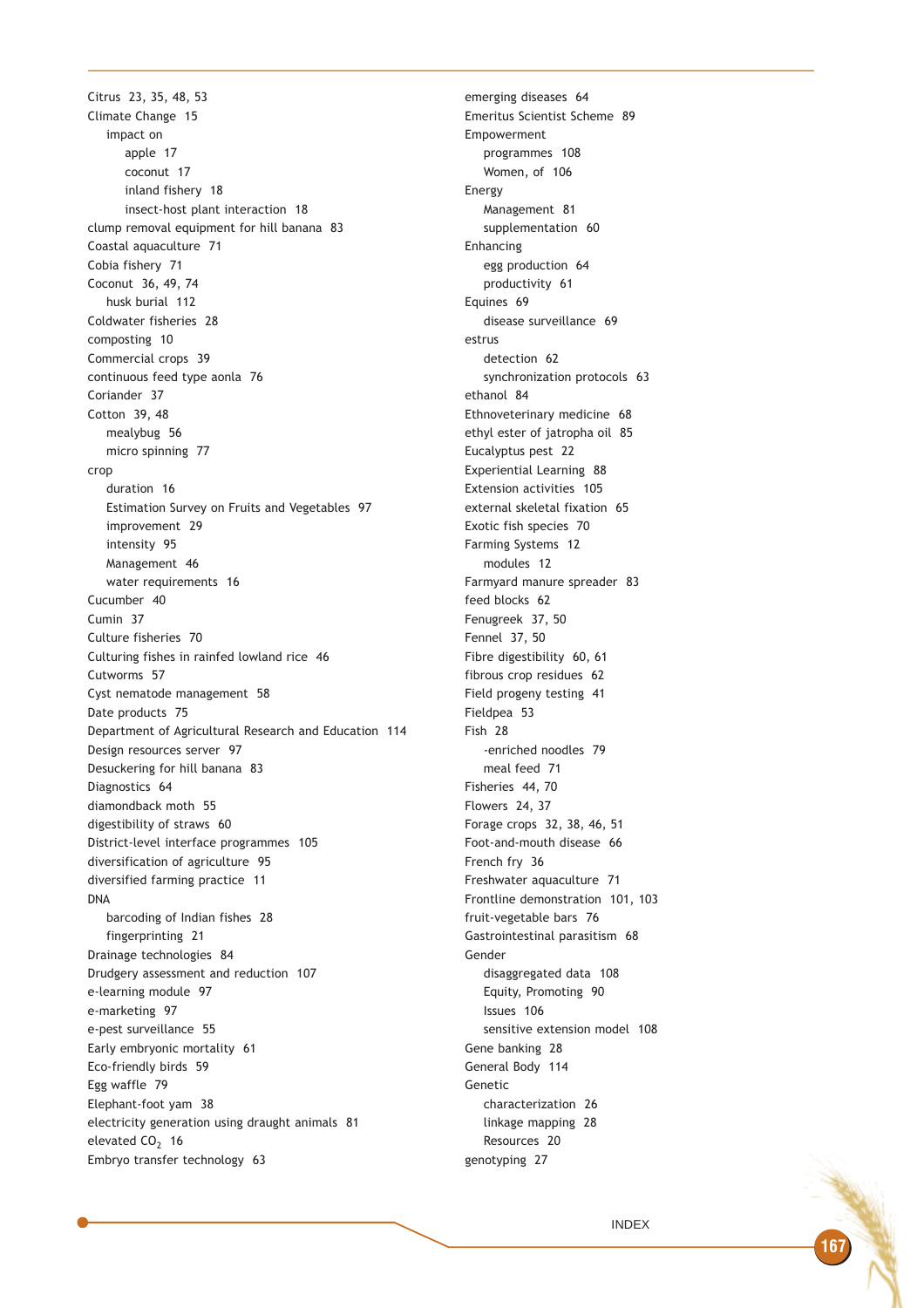Citrus 23, 35, 48, 53
Climate Change 15
- impact on
  - apple 17
  - coconut 17
  - inland fishery 18
  - insect-host plant interaction 18

clump removal equipment for hill banana 83
Coastal aquaculture 71
Cobia fishery 71
Coconut 36, 49, 74
- husk burial 112

Coldwater fisheries 28
composting 10
Commercial crops 39
continuous feed type aonla 76
Coriander 37
Cotton 39, 48
- mealybug 56
- micro spinning 77

crop
- duration 16
- Estimation Survey on Fruits and Vegetables 97
- improvement 29
- intensity 95
- Management 46
- water requirements 16

Cucumber 40
Cumin 37
Culture fisheries 70
Culturing fishes in rainfed lowland rice 46
Cutworms 57
Cyst nematode management 58
Date products 75
Department of Agricultural Research and Education 114
Design resources server 97
Desuckering for hill banana 83
Diagnostics 64
diamondback moth 55
digestibility of straws 60
District-level interface programmes 105
diversification of agriculture 95
diversified farming practice 11
DNA
- barcoding of Indian fishes 28
- fingerprinting 21

Drainage technologies 84
Drudgery assessment and reduction 107
e-learning module 97
e-marketing 97
e-pest surveillance 55
Early embryonic mortality 61
Eco-friendly birds 59
Egg waffle 79
Elephant-foot yam 38
electricity generation using draught animals 81
elevated $CO_2$ 16
Embryo transfer technology 63
emerging diseases 64
Emeritus Scientist Scheme 89
Empowerment
- programmes 108
- Women, of 106

Energy
- Management 81
- supplementation 60

Enhancing
- egg production 64
- productivity 61

Equines 69
- disease surveillance 69

estrus
- detection 62
- synchronization protocols 63

ethanol 84
Ethnoveterinary medicine 68
ethyl ester of jatropha oil 85
Eucalyptus pest 22
Experiential Learning 88
Extension activities 105
external skeletal fixation 65
Exotic fish species 70
Farming Systems 12
- modules 12

Farmyard manure spreader 83
feed blocks 62
Fenugreek 37, 50
Fennel 37, 50
Fibre digestibility 60, 61
fibrous crop residues 62
Field progeny testing 41
Fieldpea 53
Fish 28
- -enriched noodles 79
- meal feed 71

Fisheries 44, 70
Flowers 24, 37
Forage crops 32, 38, 46, 51
Foot-and-mouth disease 66
French fry 36
Freshwater aquaculture 71
Frontline demonstration 101, 103
fruit-vegetable bars 76
Gastrointestinal parasitism 68
Gender
- disaggregated data 108
- Equity, Promoting 90
- Issues 106
- sensitive extension model 108

Gene banking 28
General Body 114
Genetic
- characterization 26
- linkage mapping 28
- Resources 20

genotyping 27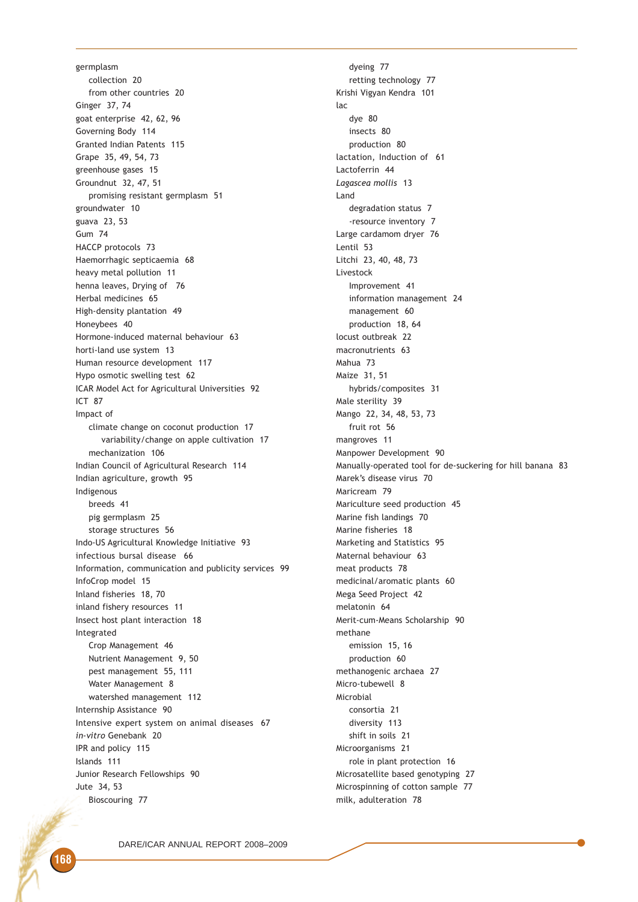germplasm
- collection 20
- from other countries 20

Ginger 37, 74
goat enterprise 42, 62, 96
Governing Body 114
Granted Indian Patents 115
Grape 35, 49, 54, 73
greenhouse gases 15
Groundnut 32, 47, 51
- promising resistant germplasm 51

groundwater 10
guava 23, 53
Gum 74
HACCP protocols 73
Haemorrhagic septicaemia 68
heavy metal pollution 11
henna leaves, Drying of 76
Herbal medicines 65
High-density plantation 49
Honeybees 40
Hormone-induced maternal behaviour 63
horti-land use system 13
Human resource development 117
Hypo osmotic swelling test 62
ICAR Model Act for Agricultural Universities 92
ICT 87
Impact of
- climate change on coconut production 17
  - variability/change on apple cultivation 17
- mechanization 106

Indian Council of Agricultural Research 114
Indian agriculture, growth 95
Indigenous
- breeds 41
- pig germplasm 25
- storage structures 56

Indo-US Agricultural Knowledge Initiative 93
infectious bursal disease 66
Information, communication and publicity services 99
InfoCrop model 15
Inland fisheries 18, 70
inland fishery resources 11
Insect host plant interaction 18
Integrated
- Crop Management 46
- Nutrient Management 9, 50
- pest management 55, 111
- Water Management 8
- watershed management 112

Internship Assistance 90
Intensive expert system on animal diseases 67
*in-vitro* Genebank 20
IPR and policy 115
Islands 111
Junior Research Fellowships 90
Jute 34, 53
- Bioscouring 77
- dyeing 77
- retting technology 77

Krishi Vigyan Kendra 101
lac
- dye 80
- insects 80
- production 80

lactation, Induction of 61
Lactoferrin 44
*Lagascea mollis* 13
Land
- degradation status 7
- -resource inventory 7

Large cardamom dryer 76
Lentil 53
Litchi 23, 40, 48, 73
Livestock
- Improvement 41
- information management 24
- management 60
- production 18, 64

locust outbreak 22
macronutrients 63
Mahua 73
Maize 31, 51
- hybrids/composites 31

Male sterility 39
Mango 22, 34, 48, 53, 73
- fruit rot 56

mangroves 11
Manpower Development 90
Manually-operated tool for de-suckering for hill banana 83
Marek's disease virus 70
Maricream 79
Mariculture seed production 45
Marine fish landings 70
Marine fisheries 18
Marketing and Statistics 95
Maternal behaviour 63
meat products 78
medicinal/aromatic plants 60
Mega Seed Project 42
melatonin 64
Merit-cum-Means Scholarship 90
methane
- emission 15, 16
- production 60

methanogenic archaea 27
Micro-tubewell 8
Microbial
- consortia 21
- diversity 113
- shift in soils 21

Microorganisms 21
- role in plant protection 16

Microsatellite based genotyping 27
Microspinning of cotton sample 77
milk, adulteration 78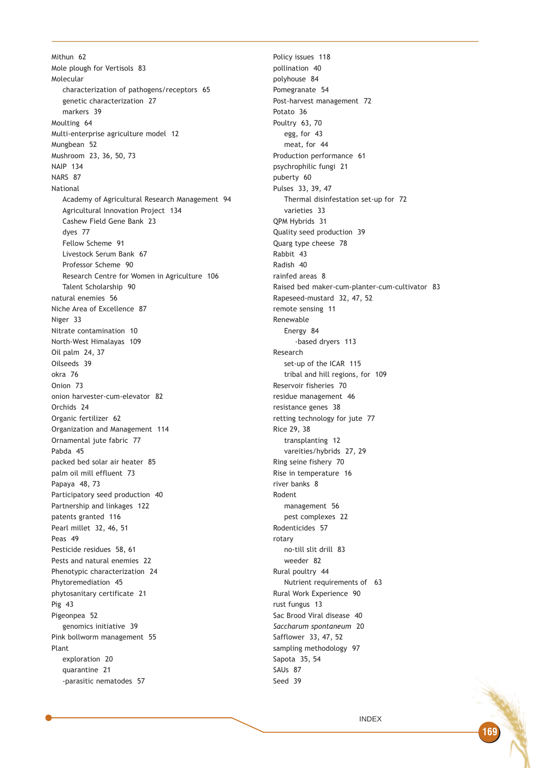Mithun 62
Mole plough for Vertisols 83
Molecular
- characterization of pathogens/receptors 65
- genetic characterization 27
- markers 39

Moulting 64
Multi-enterprise agriculture model 12
Mungbean 52
Mushroom 23, 36, 50, 73
NAIP 134
NARS 87
National
- Academy of Agricultural Research Management 94
- Agricultural Innovation Project 134
- Cashew Field Gene Bank 23
- dyes 77
- Fellow Scheme 91
- Livestock Serum Bank 67
- Professor Scheme 90
- Research Centre for Women in Agriculture 106
- Talent Scholarship 90

natural enemies 56
Niche Area of Excellence 87
Niger 33
Nitrate contamination 10
North-West Himalayas 109
Oil palm 24, 37
Oilseeds 39
okra 76
Onion 73
onion harvester-cum-elevator 82
Orchids 24
Organic fertilizer 62
Organization and Management 114
Ornamental jute fabric 77
Pabda 45
packed bed solar air heater 85
palm oil mill effluent 73
Papaya 48, 73
Participatory seed production 40
Partnership and linkages 122
patents granted 116
Pearl millet 32, 46, 51
Peas 49
Pesticide residues 58, 61
Pests and natural enemies 22
Phenotypic characterization 24
Phytoremediation 45
phytosanitary certificate 21
Pig 43
Pigeonpea 52
- genomics initiative 39

Pink bollworm management 55
Plant
- exploration 20
- quarantine 21
- -parasitic nematodes 57

Policy issues 118
pollination 40
polyhouse 84
Pomegranate 54
Post-harvest management 72
Potato 36
Poultry 63, 70
- egg, for 43
- meat, for 44

Production performance 61
psychrophilic fungi 21
puberty 60
Pulses 33, 39, 47
- Thermal disinfestation set-up for 72
- varieties 33

QPM Hybrids 31
Quality seed production 39
Quarg type cheese 78
Rabbit 43
Radish 40
rainfed areas 8
Raised bed maker-cum-planter-cum-cultivator 83
Rapeseed-mustard 32, 47, 52
remote sensing 11
Renewable
- Energy 84
  - -based dryers 113

Research
- set-up of the ICAR 115
- tribal and hill regions, for 109

Reservoir fisheries 70
residue management 46
resistance genes 38
retting technology for jute 77
Rice 29, 38
- transplanting 12
- vareities/hybrids 27, 29

Ring seine fishery 70
Rise in temperature 16
river banks 8
Rodent
- management 56
- pest complexes 22

Rodenticides 57
rotary
- no-till slit drill 83
- weeder 82

Rural poultry 44
- Nutrient requirements of 63

Rural Work Experience 90
rust fungus 13
Sac Brood Viral disease 40
*Saccharum spontaneum* 20
Safflower 33, 47, 52
sampling methodology 97
Sapota 35, 54
SAUs 87
Seed 39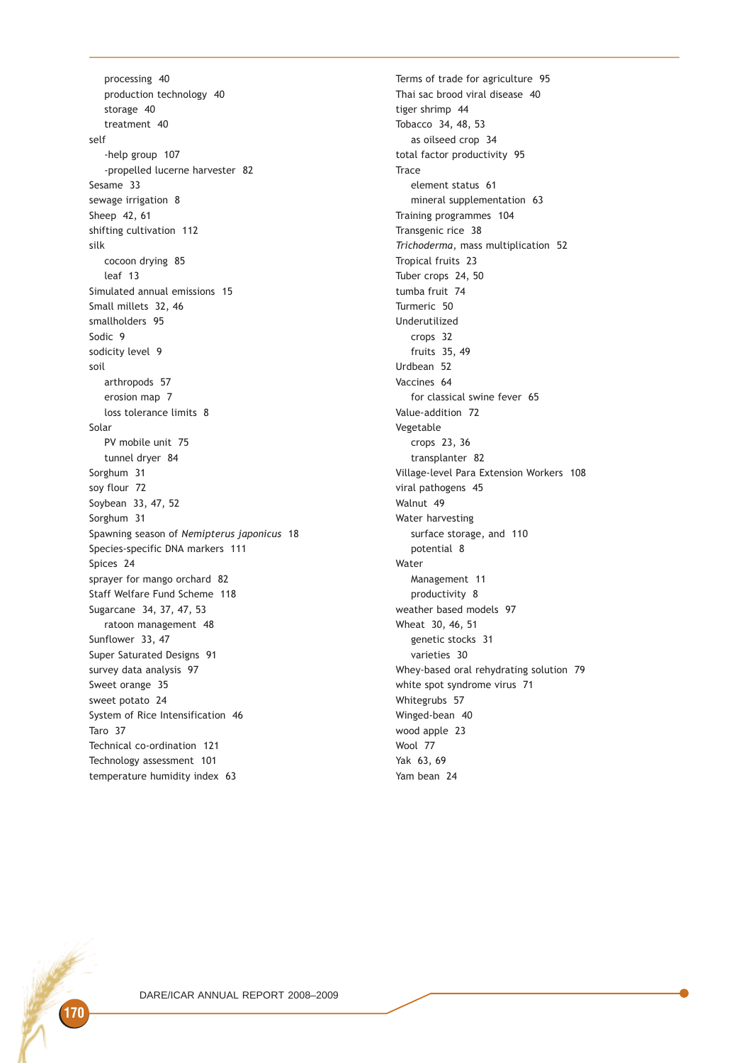processing 40
production technology 40
storage 40
treatment 40

self
-help group 107
-propelled lucerne harvester 82

Sesame 33
sewage irrigation 8
Sheep 42, 61
shifting cultivation 112

silk
cocoon drying 85
leaf 13

Simulated annual emissions 15
Small millets 32, 46
smallholders 95
Sodic 9
sodicity level 9

soil
arthropods 57
erosion map 7
loss tolerance limits 8

Solar
PV mobile unit 75
tunnel dryer 84

Sorghum 31
soy flour 72
Soybean 33, 47, 52
Sorghum 31
Spawning season of *Nemipterus japonicus* 18
Species-specific DNA markers 111
Spices 24
sprayer for mango orchard 82
Staff Welfare Fund Scheme 118
Sugarcane 34, 37, 47, 53
ratoon management 48

Sunflower 33, 47
Super Saturated Designs 91
survey data analysis 97
Sweet orange 35
sweet potato 24
System of Rice Intensification 46
Taro 37
Technical co-ordination 121
Technology assessment 101
temperature humidity index 63

Terms of trade for agriculture 95
Thai sac brood viral disease 40
tiger shrimp 44
Tobacco 34, 48, 53
as oilseed crop 34

total factor productivity 95

Trace
element status 61
mineral supplementation 63

Training programmes 104
Transgenic rice 38
*Trichoderma*, mass multiplication 52
Tropical fruits 23
Tuber crops 24, 50
tumba fruit 74
Turmeric 50

Underutilized
crops 32
fruits 35, 49

Urdbean 52

Vaccines 64
for classical swine fever 65

Value-addition 72

Vegetable
crops 23, 36
transplanter 82

Village-level Para Extension Workers 108
viral pathogens 45
Walnut 49

Water harvesting
surface storage, and 110
potential 8

Water
Management 11
productivity 8

weather based models 97

Wheat 30, 46, 51
genetic stocks 31
varieties 30

Whey-based oral rehydrating solution 79
white spot syndrome virus 71
Whitegrubs 57
Winged-bean 40
wood apple 23
Wool 77
Yak 63, 69
Yam bean 24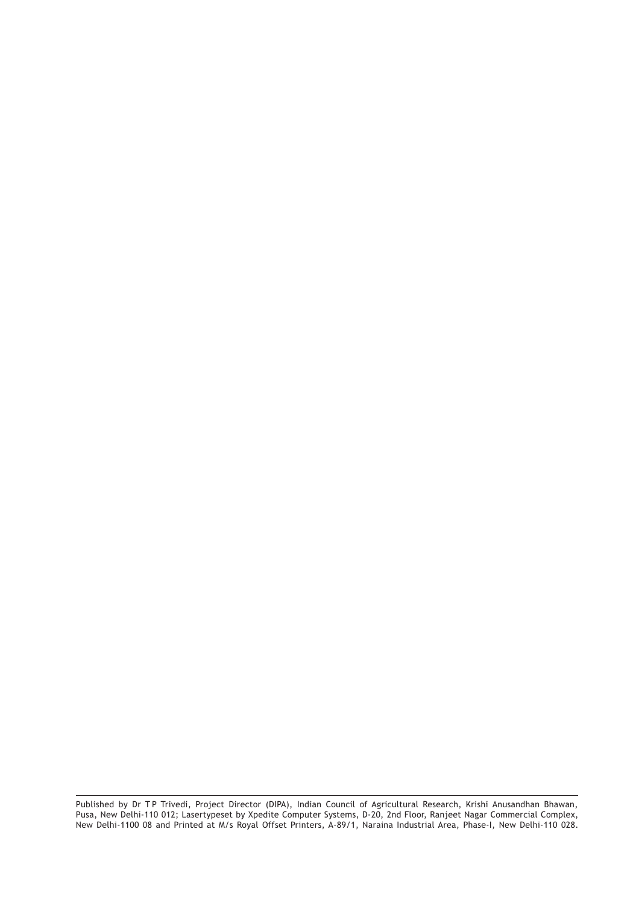Published by Dr T P Trivedi, Project Director (DIPA), Indian Council of Agricultural Research, Krishi Anusandhan Bhawan, Pusa, New Delhi-110 012; Lasertypeset by Xpedite Computer Systems, D-20, 2nd Floor, Ranjeet Nagar Commercial Complex, New Delhi-1100 08 and Printed at M/s Royal Offset Printers, A-89/1, Naraina Industrial Area, Phase-I, New Delhi-110 028.